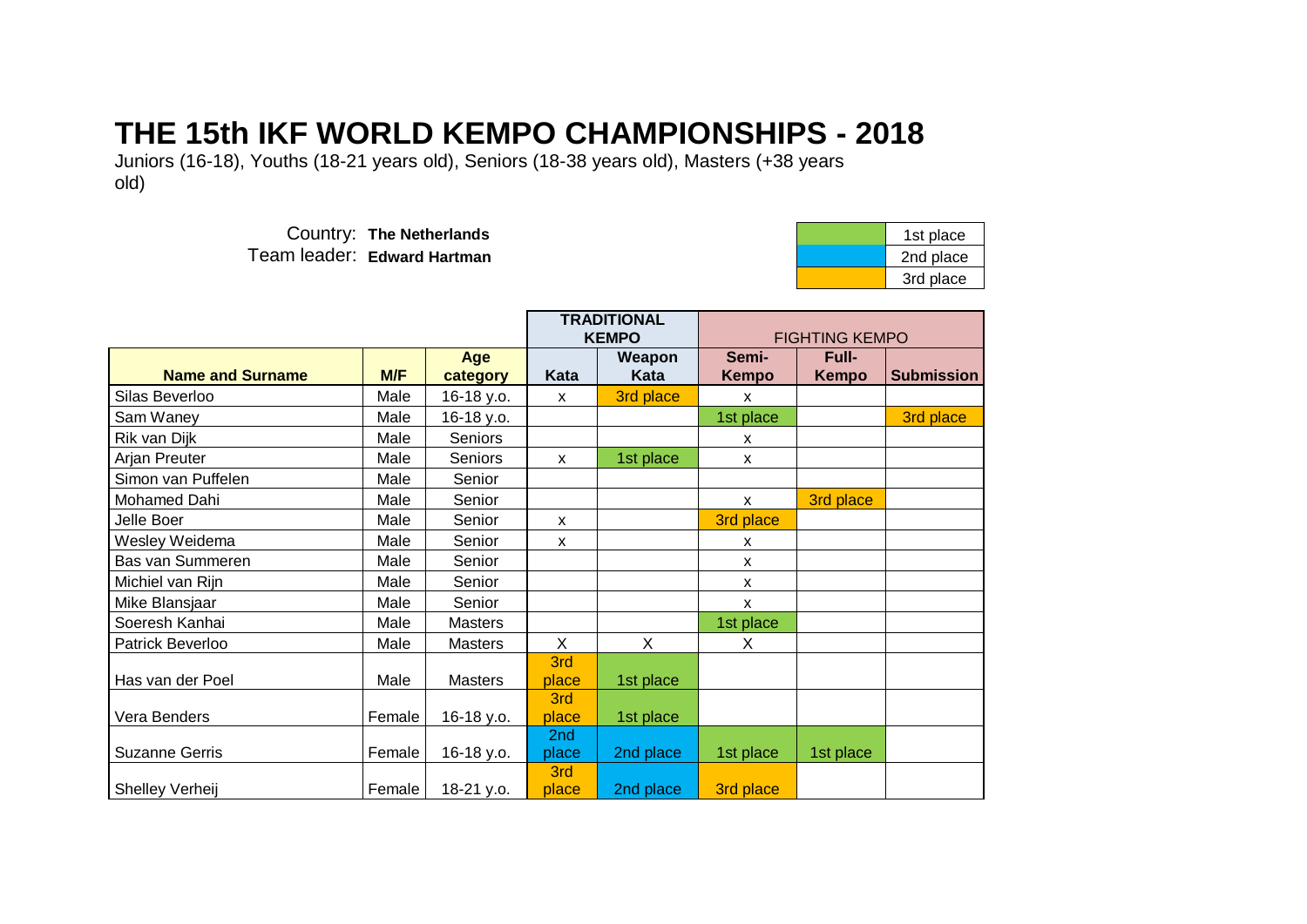# THE 15th IKF WORLD KEMPO CHAMPIONSHIPS - 2018

Juniors (16-18), Youths (18-21 years old), Seniors (18-38 years old), Masters (+38 years old)

Country: **The Netherlands**
Team leader: **Edward Hartman**

| Legend | |
|---|---|
| (green) | 1st place |
| (blue) | 2nd place |
| (orange) | 3rd place |

| | | | TRADITIONAL KEMPO | | FIGHTING KEMPO | | |
|---|---|---|---|---|---|---|---|
| **Name and Surname** | **M/F** | **Age category** | **Kata** | **Weapon Kata** | **Semi-Kempo** | **Full-Kempo** | **Submission** |
| Silas Beverloo | Male | 16-18 y.o. | x | 3rd place | x | | |
| Sam Waney | Male | 16-18 y.o. | | | 1st place | | 3rd place |
| Rik van Dijk | Male | Seniors | | | x | | |
| Arjan Preuter | Male | Seniors | x | 1st place | x | | |
| Simon van Puffelen | Male | Senior | | | | | |
| Mohamed Dahi | Male | Senior | | | x | 3rd place | |
| Jelle Boer | Male | Senior | x | | 3rd place | | |
| Wesley Weidema | Male | Senior | x | | x | | |
| Bas van Summeren | Male | Senior | | | x | | |
| Michiel van Rijn | Male | Senior | | | x | | |
| Mike Blansjaar | Male | Senior | | | x | | |
| Soeresh Kanhai | Male | Masters | | | 1st place | | |
| Patrick Beverloo | Male | Masters | X | X | X | | |
| Has van der Poel | Male | Masters | 3rd place | 1st place | | | |
| Vera Benders | Female | 16-18 y.o. | 3rd place | 1st place | | | |
| Suzanne Gerris | Female | 16-18 y.o. | 2nd place | 2nd place | 1st place | 1st place | |
| Shelley Verheij | Female | 18-21 y.o. | 3rd place | 2nd place | 3rd place | | |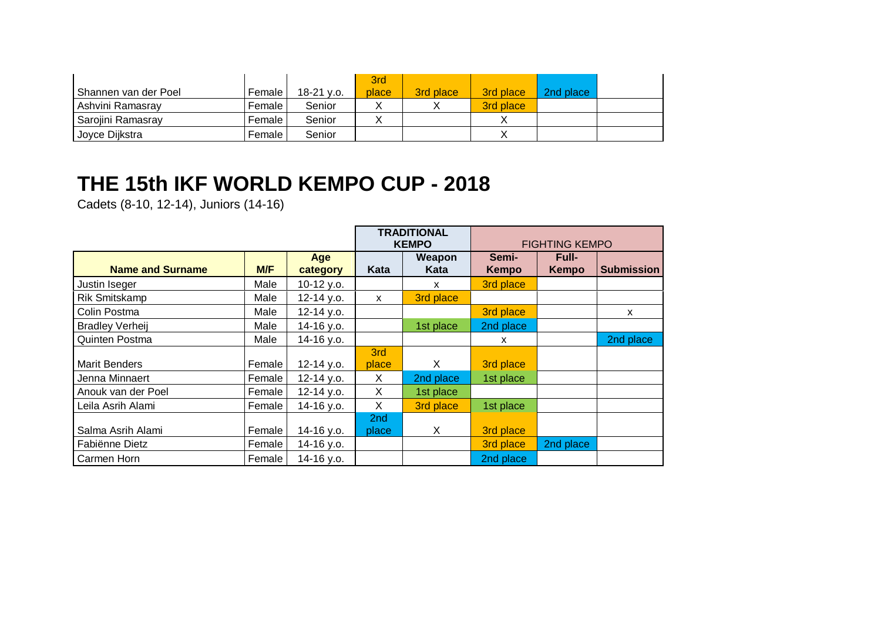| | | | | | | | |
|---|---|---|---|---|---|---|---|
| Shannen van der Poel | Female | 18-21 y.o. | 3rd place | 3rd place | 3rd place | 2nd place | |
| Ashvini Ramasray | Female | Senior | X | X | 3rd place | | |
| Sarojini Ramasray | Female | Senior | X | | X | | |
| Joyce Dijkstra | Female | Senior | | | X | | |

# THE 15th IKF WORLD KEMPO CUP - 2018

Cadets (8-10, 12-14), Juniors (14-16)

| | | | TRADITIONAL KEMPO | | FIGHTING KEMPO | | |
|---|---|---|---|---|---|---|---|
| **Name and Surname** | **M/F** | **Age category** | **Kata** | **Weapon Kata** | **Semi-Kempo** | **Full-Kempo** | **Submission** |
| Justin Iseger | Male | 10-12 y.o. | | x | 3rd place | | |
| Rik Smitskamp | Male | 12-14 y.o. | x | 3rd place | | | |
| Colin Postma | Male | 12-14 y.o. | | | 3rd place | | x |
| Bradley Verheij | Male | 14-16 y.o. | | 1st place | 2nd place | | |
| Quinten Postma | Male | 14-16 y.o. | | | x | | 2nd place |
| Marit Benders | Female | 12-14 y.o. | 3rd place | X | 3rd place | | |
| Jenna Minnaert | Female | 12-14 y.o. | X | 2nd place | 1st place | | |
| Anouk van der Poel | Female | 12-14 y.o. | X | 1st place | | | |
| Leila Asrih Alami | Female | 14-16 y.o. | X | 3rd place | 1st place | | |
| Salma Asrih Alami | Female | 14-16 y.o. | 2nd place | X | 3rd place | | |
| Fabiënne Dietz | Female | 14-16 y.o. | | | 3rd place | 2nd place | |
| Carmen Horn | Female | 14-16 y.o. | | | 2nd place | | |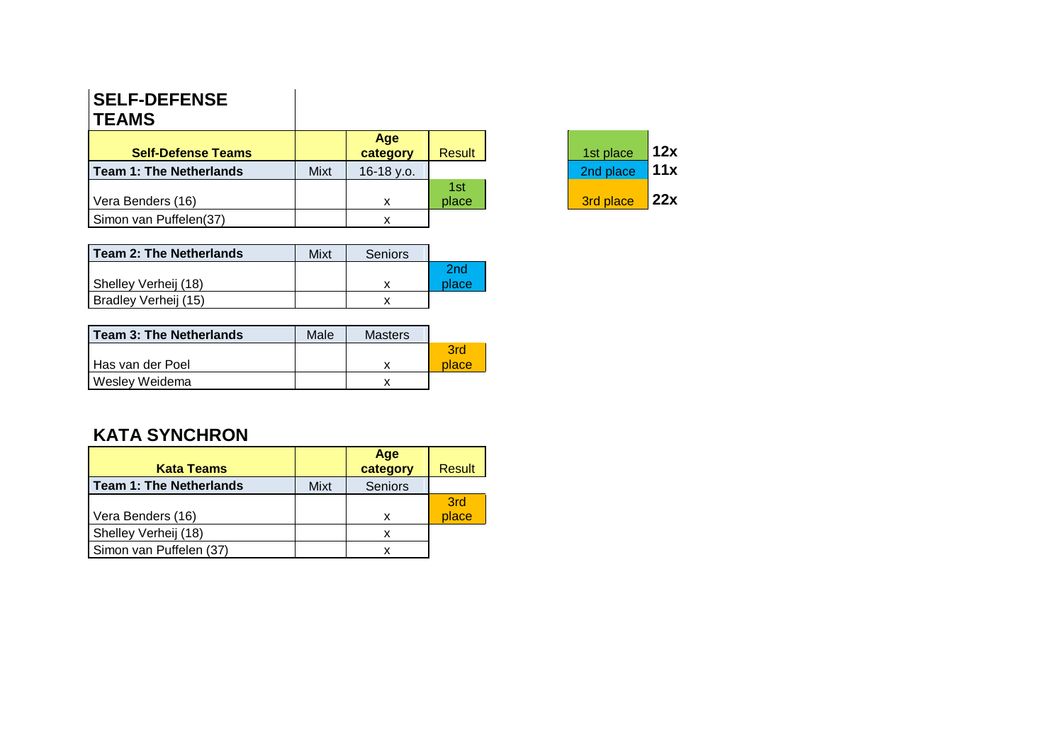## SELF-DEFENSE TEAMS

| Self-Defense Teams | | Age category | Result |
|---|---|---|---|
| **Team 1: The Netherlands** | Mixt | 16-18 y.o. | |
| Vera Benders (16) | | x | 1st place |
| Simon van Puffelen(37) | | x | |

| | | | |
|---|---|---|---|
| **Team 2: The Netherlands** | Mixt | Seniors | |
| Shelley Verheij (18) | | x | 2nd place |
| Bradley Verheij (15) | | x | |

| | | | |
|---|---|---|---|
| **Team 3: The Netherlands** | Male | Masters | |
| Has van der Poel | | x | 3rd place |
| Wesley Weidema | | x | |

| | |
|---|---|
| 1st place | **12x** |
| 2nd place | **11x** |
| 3rd place | **22x** |

## KATA SYNCHRON

| Kata Teams | | Age category | Result |
|---|---|---|---|
| **Team 1: The Netherlands** | Mixt | Seniors | |
| Vera Benders (16) | | x | 3rd place |
| Shelley Verheij (18) | | x | |
| Simon van Puffelen (37) | | x | |